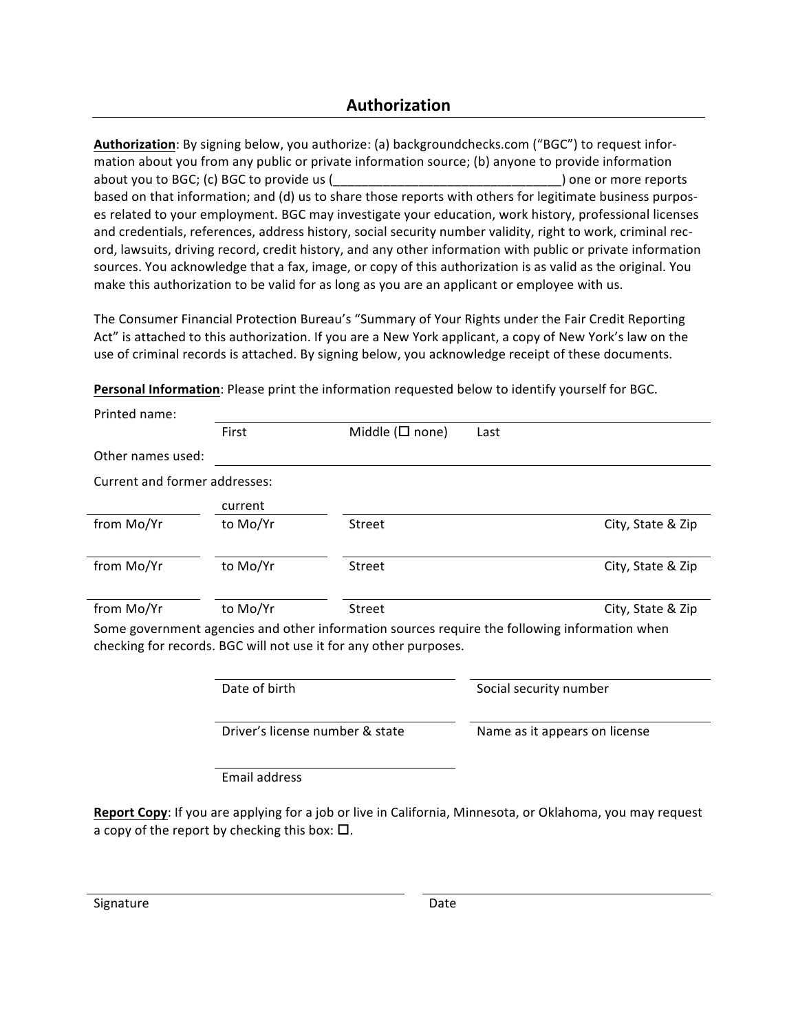## Authorization

**Authorization**: By signing below, you authorize: (a) backgroundchecks.com ("BGC") to request information about you from any public or private information source; (b) anyone to provide information about you to BGC; (c) BGC to provide us (\_\_\_\_\_\_\_\_\_\_\_\_\_\_\_\_\_\_\_\_\_\_\_\_\_\_\_\_\_\_\_\_) one or more reports based on that information; and (d) us to share those reports with others for legitimate business purposes related to your employment. BGC may investigate your education, work history, professional licenses and credentials, references, address history, social security number validity, right to work, criminal record, lawsuits, driving record, credit history, and any other information with public or private information sources. You acknowledge that a fax, image, or copy of this authorization is as valid as the original. You make this authorization to be valid for as long as you are an applicant or employee with us.

The Consumer Financial Protection Bureau's "Summary of Your Rights under the Fair Credit Reporting Act" is attached to this authorization. If you are a New York applicant, a copy of New York's law on the use of criminal records is attached. By signing below, you acknowledge receipt of these documents.

**Personal Information**: Please print the information requested below to identify yourself for BGC.

Printed name: \_\_\_\_\_\_\_\_\_\_\_\_\_\_\_\_\_\_\_\_\_\_\_\_\_\_\_\_\_\_\_\_\_\_\_\_\_\_\_\_
First Middle (☐ none) Last

Other names used: \_\_\_\_\_\_\_\_\_\_\_\_\_\_\_\_\_\_\_\_\_\_\_\_\_\_\_\_\_\_\_\_\_\_\_\_\_\_\_\_

Current and former addresses:

| from Mo/Yr | to Mo/Yr | Street | City, State & Zip |
|---|---|---|---|
| | current | | |
| | | | |
| | | | |

Some government agencies and other information sources require the following information when checking for records. BGC will not use it for any other purposes.

\_\_\_\_\_\_\_\_\_\_\_\_\_\_\_\_\_\_\_\_ Date of birth

\_\_\_\_\_\_\_\_\_\_\_\_\_\_\_\_\_\_\_\_ Social security number

\_\_\_\_\_\_\_\_\_\_\_\_\_\_\_\_\_\_\_\_ Driver's license number & state

\_\_\_\_\_\_\_\_\_\_\_\_\_\_\_\_\_\_\_\_ Name as it appears on license

\_\_\_\_\_\_\_\_\_\_\_\_\_\_\_\_\_\_\_\_ Email address

**Report Copy**: If you are applying for a job or live in California, Minnesota, or Oklahoma, you may request a copy of the report by checking this box: ☐.

\_\_\_\_\_\_\_\_\_\_\_\_\_\_\_\_\_\_\_\_\_\_\_\_\_\_\_\_ Signature

\_\_\_\_\_\_\_\_\_\_\_\_\_\_\_\_\_\_\_\_\_\_\_\_\_\_\_\_ Date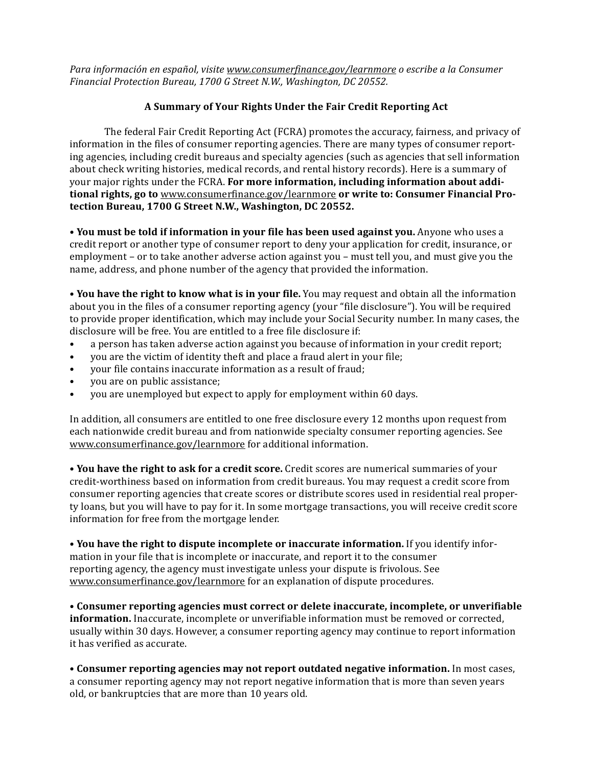*Para información en español, visite www.consumerfinance.gov/learnmore o escribe a la Consumer Financial Protection Bureau, 1700 G Street N.W., Washington, DC 20552.*

## A Summary of Your Rights Under the Fair Credit Reporting Act

The federal Fair Credit Reporting Act (FCRA) promotes the accuracy, fairness, and privacy of information in the files of consumer reporting agencies. There are many types of consumer reporting agencies, including credit bureaus and specialty agencies (such as agencies that sell information about check writing histories, medical records, and rental history records). Here is a summary of your major rights under the FCRA. **For more information, including information about additional rights, go to** www.consumerfinance.gov/learnmore **or write to: Consumer Financial Protection Bureau, 1700 G Street N.W., Washington, DC 20552.**

• **You must be told if information in your file has been used against you.** Anyone who uses a credit report or another type of consumer report to deny your application for credit, insurance, or employment – or to take another adverse action against you – must tell you, and must give you the name, address, and phone number of the agency that provided the information.

• **You have the right to know what is in your file.** You may request and obtain all the information about you in the files of a consumer reporting agency (your "file disclosure"). You will be required to provide proper identification, which may include your Social Security number. In many cases, the disclosure will be free. You are entitled to a free file disclosure if:

- a person has taken adverse action against you because of information in your credit report;
- you are the victim of identity theft and place a fraud alert in your file;
- your file contains inaccurate information as a result of fraud;
- you are on public assistance;
- you are unemployed but expect to apply for employment within 60 days.

In addition, all consumers are entitled to one free disclosure every 12 months upon request from each nationwide credit bureau and from nationwide specialty consumer reporting agencies. See www.consumerfinance.gov/learnmore for additional information.

• **You have the right to ask for a credit score.** Credit scores are numerical summaries of your credit-worthiness based on information from credit bureaus. You may request a credit score from consumer reporting agencies that create scores or distribute scores used in residential real property loans, but you will have to pay for it. In some mortgage transactions, you will receive credit score information for free from the mortgage lender.

• **You have the right to dispute incomplete or inaccurate information.** If you identify information in your file that is incomplete or inaccurate, and report it to the consumer reporting agency, the agency must investigate unless your dispute is frivolous. See www.consumerfinance.gov/learnmore for an explanation of dispute procedures.

• **Consumer reporting agencies must correct or delete inaccurate, incomplete, or unverifiable information.** Inaccurate, incomplete or unverifiable information must be removed or corrected, usually within 30 days. However, a consumer reporting agency may continue to report information it has verified as accurate.

• **Consumer reporting agencies may not report outdated negative information.** In most cases, a consumer reporting agency may not report negative information that is more than seven years old, or bankruptcies that are more than 10 years old.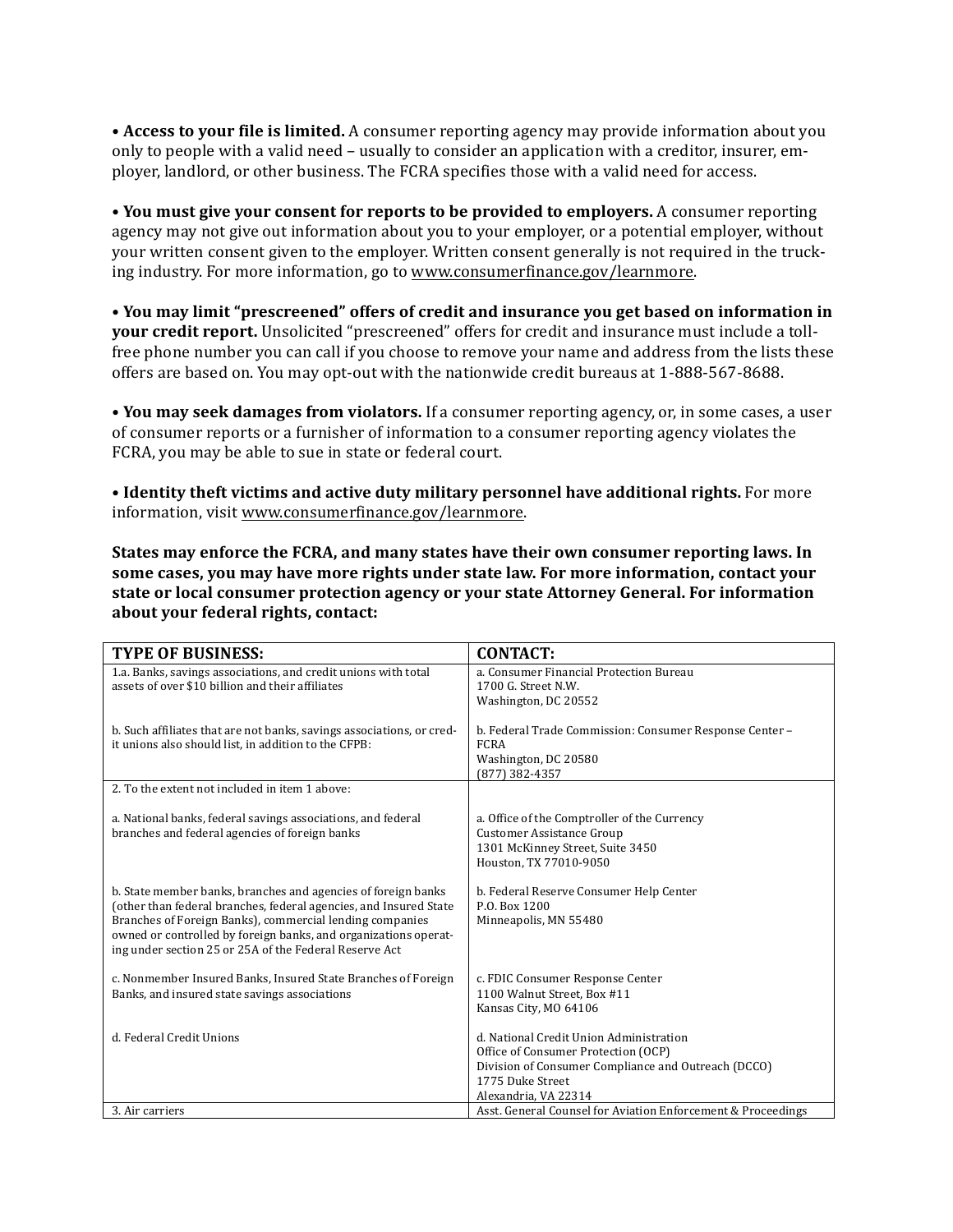• **Access to your file is limited.** A consumer reporting agency may provide information about you only to people with a valid need – usually to consider an application with a creditor, insurer, employer, landlord, or other business. The FCRA specifies those with a valid need for access.

• **You must give your consent for reports to be provided to employers.** A consumer reporting agency may not give out information about you to your employer, or a potential employer, without your written consent given to the employer. Written consent generally is not required in the trucking industry. For more information, go to www.consumerfinance.gov/learnmore.

• **You may limit "prescreened" offers of credit and insurance you get based on information in your credit report.** Unsolicited "prescreened" offers for credit and insurance must include a toll-free phone number you can call if you choose to remove your name and address from the lists these offers are based on. You may opt-out with the nationwide credit bureaus at 1-888-567-8688.

• **You may seek damages from violators.** If a consumer reporting agency, or, in some cases, a user of consumer reports or a furnisher of information to a consumer reporting agency violates the FCRA, you may be able to sue in state or federal court.

• **Identity theft victims and active duty military personnel have additional rights.** For more information, visit www.consumerfinance.gov/learnmore.

**States may enforce the FCRA, and many states have their own consumer reporting laws. In some cases, you may have more rights under state law. For more information, contact your state or local consumer protection agency or your state Attorney General. For information about your federal rights, contact:**

| TYPE OF BUSINESS: | CONTACT: |
|---|---|
| 1.a. Banks, savings associations, and credit unions with total assets of over $10 billion and their affiliates<br><br>b. Such affiliates that are not banks, savings associations, or credit unions also should list, in addition to the CFPB: | a. Consumer Financial Protection Bureau<br>1700 G. Street N.W.<br>Washington, DC 20552<br><br>b. Federal Trade Commission: Consumer Response Center – FCRA<br>Washington, DC 20580<br>(877) 382-4357 |
| 2. To the extent not included in item 1 above:<br><br>a. National banks, federal savings associations, and federal branches and federal agencies of foreign banks<br><br>b. State member banks, branches and agencies of foreign banks (other than federal branches, federal agencies, and Insured State Branches of Foreign Banks), commercial lending companies owned or controlled by foreign banks, and organizations operating under section 25 or 25A of the Federal Reserve Act<br><br>c. Nonmember Insured Banks, Insured State Branches of Foreign Banks, and insured state savings associations<br><br>d. Federal Credit Unions | <br><br>a. Office of the Comptroller of the Currency<br>Customer Assistance Group<br>1301 McKinney Street, Suite 3450<br>Houston, TX 77010-9050<br><br>b. Federal Reserve Consumer Help Center<br>P.O. Box 1200<br>Minneapolis, MN 55480<br><br>c. FDIC Consumer Response Center<br>1100 Walnut Street, Box #11<br>Kansas City, MO 64106<br><br>d. National Credit Union Administration<br>Office of Consumer Protection (OCP)<br>Division of Consumer Compliance and Outreach (DCCO)<br>1775 Duke Street<br>Alexandria, VA 22314 |
| 3. Air carriers | Asst. General Counsel for Aviation Enforcement & Proceedings |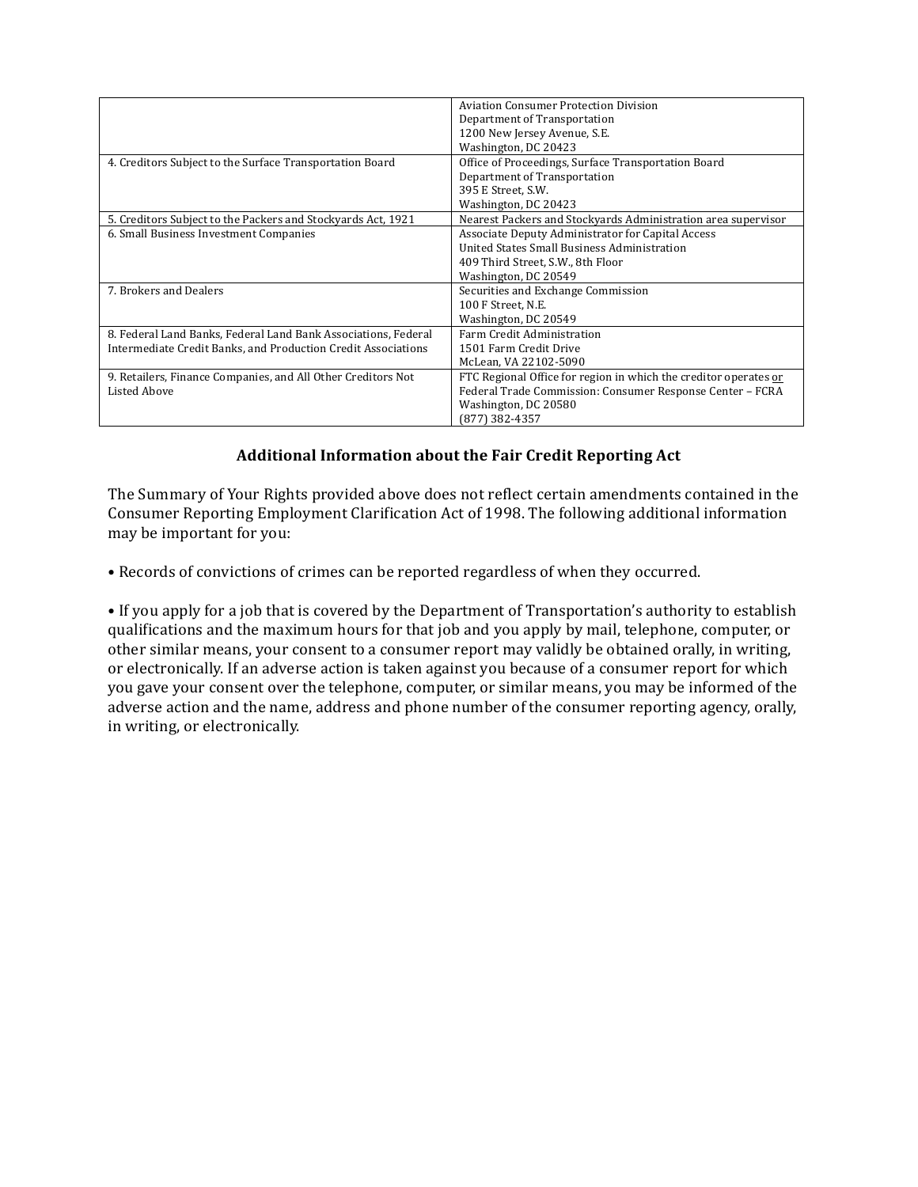| | |
|---|---|
| | Aviation Consumer Protection Division<br>Department of Transportation<br>1200 New Jersey Avenue, S.E.<br>Washington, DC 20423 |
| 4. Creditors Subject to the Surface Transportation Board | Office of Proceedings, Surface Transportation Board<br>Department of Transportation<br>395 E Street, S.W.<br>Washington, DC 20423 |
| 5. Creditors Subject to the Packers and Stockyards Act, 1921 | Nearest Packers and Stockyards Administration area supervisor |
| 6. Small Business Investment Companies | Associate Deputy Administrator for Capital Access<br>United States Small Business Administration<br>409 Third Street, S.W., 8th Floor<br>Washington, DC 20549 |
| 7. Brokers and Dealers | Securities and Exchange Commission<br>100 F Street, N.E.<br>Washington, DC 20549 |
| 8. Federal Land Banks, Federal Land Bank Associations, Federal Intermediate Credit Banks, and Production Credit Associations | Farm Credit Administration<br>1501 Farm Credit Drive<br>McLean, VA 22102-5090 |
| 9. Retailers, Finance Companies, and All Other Creditors Not Listed Above | FTC Regional Office for region in which the creditor operates <u>or</u><br>Federal Trade Commission: Consumer Response Center – FCRA<br>Washington, DC 20580<br>(877) 382-4357 |

### Additional Information about the Fair Credit Reporting Act

The Summary of Your Rights provided above does not reflect certain amendments contained in the Consumer Reporting Employment Clarification Act of 1998. The following additional information may be important for you:

• Records of convictions of crimes can be reported regardless of when they occurred.

• If you apply for a job that is covered by the Department of Transportation's authority to establish qualifications and the maximum hours for that job and you apply by mail, telephone, computer, or other similar means, your consent to a consumer report may validly be obtained orally, in writing, or electronically. If an adverse action is taken against you because of a consumer report for which you gave your consent over the telephone, computer, or similar means, you may be informed of the adverse action and the name, address and phone number of the consumer reporting agency, orally, in writing, or electronically.